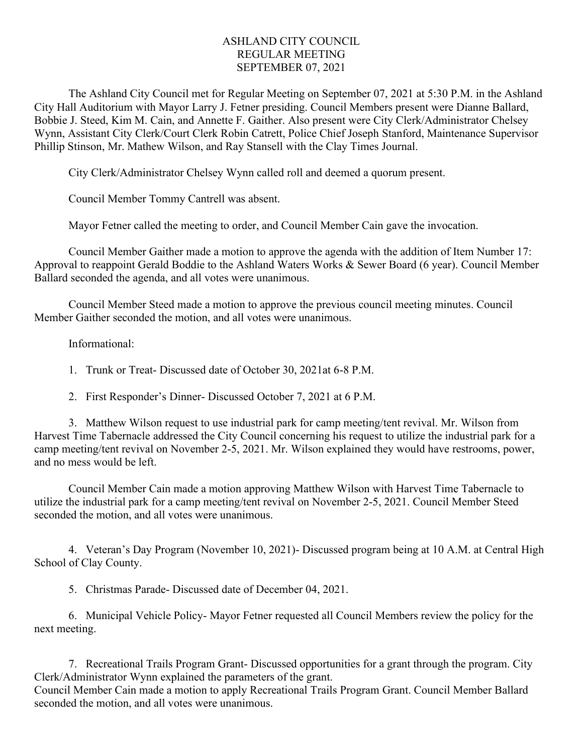# ASHLAND CITY COUNCIL
## REGULAR MEETING
## SEPTEMBER 07, 2021

The Ashland City Council met for Regular Meeting on September 07, 2021 at 5:30 P.M. in the Ashland City Hall Auditorium with Mayor Larry J. Fetner presiding. Council Members present were Dianne Ballard, Bobbie J. Steed, Kim M. Cain, and Annette F. Gaither. Also present were City Clerk/Administrator Chelsey Wynn, Assistant City Clerk/Court Clerk Robin Catrett, Police Chief Joseph Stanford, Maintenance Supervisor Phillip Stinson, Mr. Mathew Wilson, and Ray Stansell with the Clay Times Journal.

City Clerk/Administrator Chelsey Wynn called roll and deemed a quorum present.

Council Member Tommy Cantrell was absent.

Mayor Fetner called the meeting to order, and Council Member Cain gave the invocation.

Council Member Gaither made a motion to approve the agenda with the addition of Item Number 17: Approval to reappoint Gerald Boddie to the Ashland Waters Works & Sewer Board (6 year). Council Member Ballard seconded the agenda, and all votes were unanimous.

Council Member Steed made a motion to approve the previous council meeting minutes. Council Member Gaither seconded the motion, and all votes were unanimous.

Informational:

1. Trunk or Treat- Discussed date of October 30, 2021at 6-8 P.M.

2. First Responder's Dinner- Discussed October 7, 2021 at 6 P.M.

3. Matthew Wilson request to use industrial park for camp meeting/tent revival. Mr. Wilson from Harvest Time Tabernacle addressed the City Council concerning his request to utilize the industrial park for a camp meeting/tent revival on November 2-5, 2021. Mr. Wilson explained they would have restrooms, power, and no mess would be left.

Council Member Cain made a motion approving Matthew Wilson with Harvest Time Tabernacle to utilize the industrial park for a camp meeting/tent revival on November 2-5, 2021. Council Member Steed seconded the motion, and all votes were unanimous.

4. Veteran's Day Program (November 10, 2021)- Discussed program being at 10 A.M. at Central High School of Clay County.

5. Christmas Parade- Discussed date of December 04, 2021.

6. Municipal Vehicle Policy- Mayor Fetner requested all Council Members review the policy for the next meeting.

7. Recreational Trails Program Grant- Discussed opportunities for a grant through the program. City Clerk/Administrator Wynn explained the parameters of the grant.

Council Member Cain made a motion to apply Recreational Trails Program Grant. Council Member Ballard seconded the motion, and all votes were unanimous.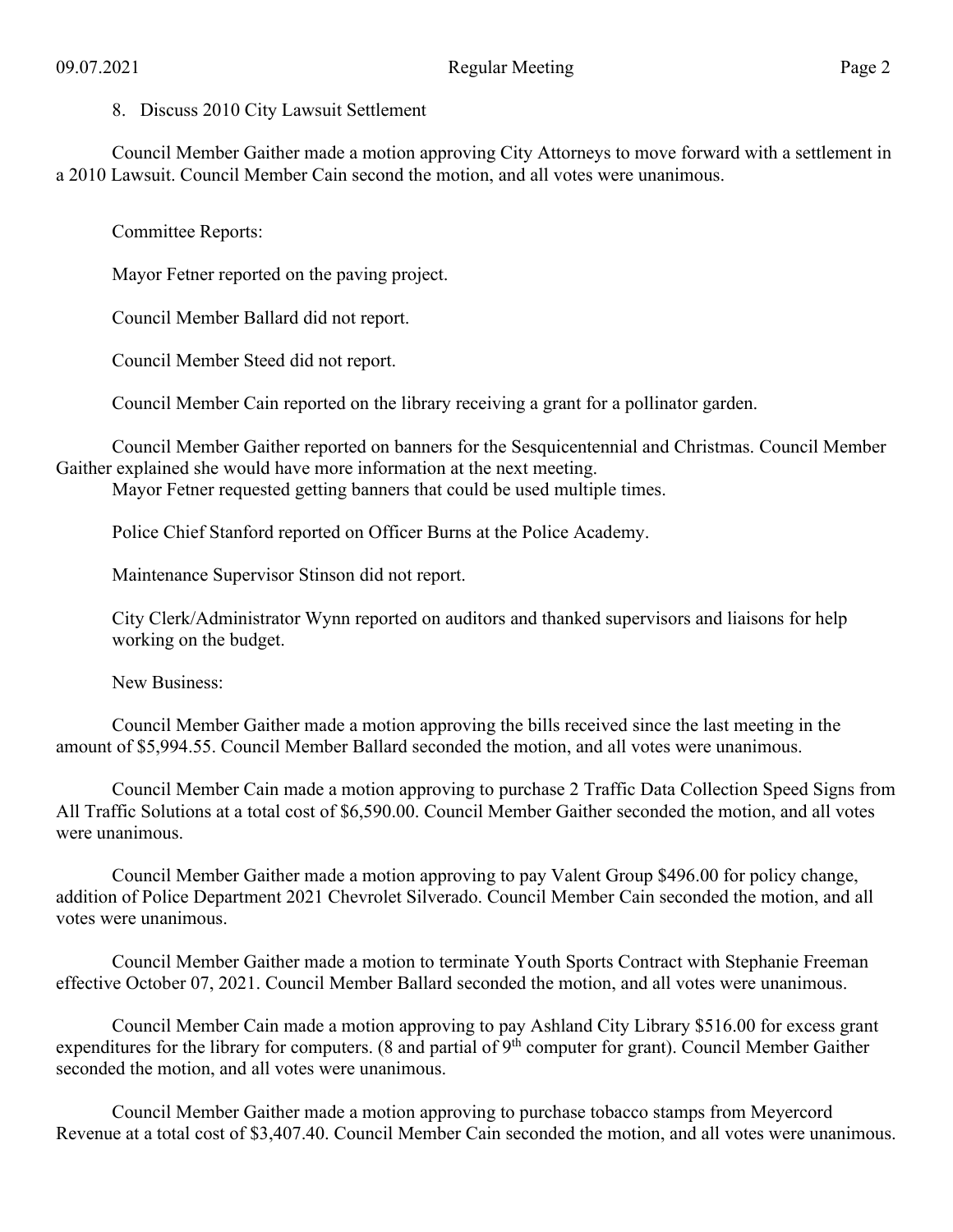8. Discuss 2010 City Lawsuit Settlement

Council Member Gaither made a motion approving City Attorneys to move forward with a settlement in a 2010 Lawsuit. Council Member Cain second the motion, and all votes were unanimous.

Committee Reports:

Mayor Fetner reported on the paving project.

Council Member Ballard did not report.

Council Member Steed did not report.

Council Member Cain reported on the library receiving a grant for a pollinator garden.

Council Member Gaither reported on banners for the Sesquicentennial and Christmas. Council Member Gaither explained she would have more information at the next meeting.
Mayor Fetner requested getting banners that could be used multiple times.

Police Chief Stanford reported on Officer Burns at the Police Academy.

Maintenance Supervisor Stinson did not report.

City Clerk/Administrator Wynn reported on auditors and thanked supervisors and liaisons for help working on the budget.

New Business:

Council Member Gaither made a motion approving the bills received since the last meeting in the amount of $5,994.55. Council Member Ballard seconded the motion, and all votes were unanimous.

Council Member Cain made a motion approving to purchase 2 Traffic Data Collection Speed Signs from All Traffic Solutions at a total cost of $6,590.00. Council Member Gaither seconded the motion, and all votes were unanimous.

Council Member Gaither made a motion approving to pay Valent Group $496.00 for policy change, addition of Police Department 2021 Chevrolet Silverado. Council Member Cain seconded the motion, and all votes were unanimous.

Council Member Gaither made a motion to terminate Youth Sports Contract with Stephanie Freeman effective October 07, 2021. Council Member Ballard seconded the motion, and all votes were unanimous.

Council Member Cain made a motion approving to pay Ashland City Library $516.00 for excess grant expenditures for the library for computers. (8 and partial of 9th computer for grant). Council Member Gaither seconded the motion, and all votes were unanimous.

Council Member Gaither made a motion approving to purchase tobacco stamps from Meyercord Revenue at a total cost of $3,407.40. Council Member Cain seconded the motion, and all votes were unanimous.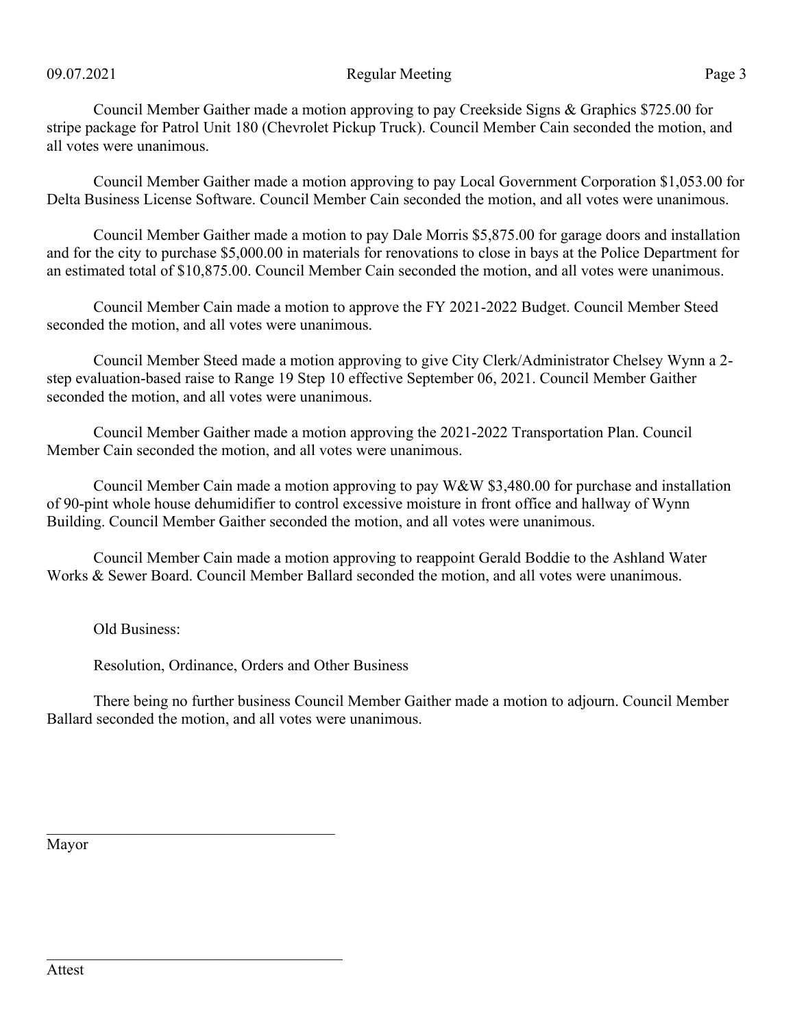Council Member Gaither made a motion approving to pay Creekside Signs & Graphics $725.00 for stripe package for Patrol Unit 180 (Chevrolet Pickup Truck). Council Member Cain seconded the motion, and all votes were unanimous.

Council Member Gaither made a motion approving to pay Local Government Corporation $1,053.00 for Delta Business License Software. Council Member Cain seconded the motion, and all votes were unanimous.

Council Member Gaither made a motion to pay Dale Morris $5,875.00 for garage doors and installation and for the city to purchase $5,000.00 in materials for renovations to close in bays at the Police Department for an estimated total of $10,875.00. Council Member Cain seconded the motion, and all votes were unanimous.

Council Member Cain made a motion to approve the FY 2021-2022 Budget. Council Member Steed seconded the motion, and all votes were unanimous.

Council Member Steed made a motion approving to give City Clerk/Administrator Chelsey Wynn a 2-step evaluation-based raise to Range 19 Step 10 effective September 06, 2021. Council Member Gaither seconded the motion, and all votes were unanimous.

Council Member Gaither made a motion approving the 2021-2022 Transportation Plan. Council Member Cain seconded the motion, and all votes were unanimous.

Council Member Cain made a motion approving to pay W&W $3,480.00 for purchase and installation of 90-pint whole house dehumidifier to control excessive moisture in front office and hallway of Wynn Building. Council Member Gaither seconded the motion, and all votes were unanimous.

Council Member Cain made a motion approving to reappoint Gerald Boddie to the Ashland Water Works & Sewer Board. Council Member Ballard seconded the motion, and all votes were unanimous.

Old Business:

Resolution, Ordinance, Orders and Other Business

There being no further business Council Member Gaither made a motion to adjourn. Council Member Ballard seconded the motion, and all votes were unanimous.

\_\_\_\_\_\_\_\_\_\_\_\_\_\_\_\_\_\_\_\_\_\_\_\_\_\_\_\_\_\_\_\_\_\_\_\_\_\_

Mayor

\_\_\_\_\_\_\_\_\_\_\_\_\_\_\_\_\_\_\_\_\_\_\_\_\_\_\_\_\_\_\_\_\_\_\_\_\_\_

Attest